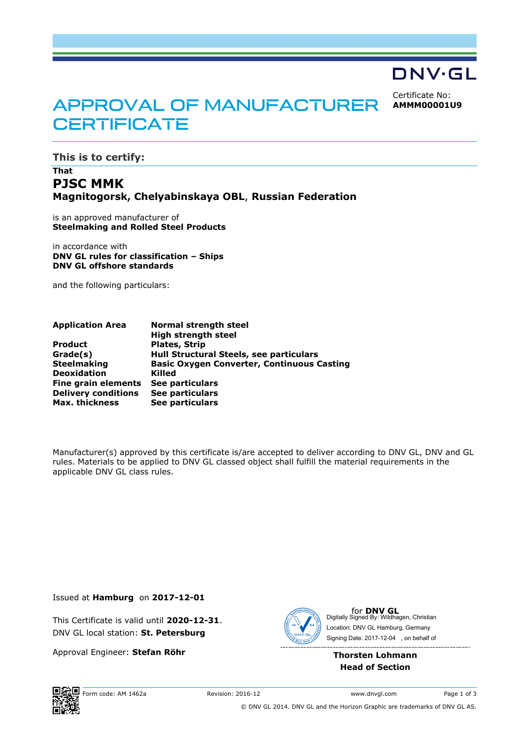DNV·GL

# APPROVAL OF MANUFACTURER CERTIFICATE

Certificate No:
**AMMM00001U9**

## This is to certify:

**That**

## PJSC MMK

**Magnitogorsk, Chelyabinskaya OBL**, **Russian Federation**

is an approved manufacturer of
**Steelmaking and Rolled Steel Products**

in accordance with
**DNV GL rules for classification – Ships**
**DNV GL offshore standards**

and the following particulars:

| | |
|---|---|
| **Application Area** | **Normal strength steel** |
| | **High strength steel** |
| **Product** | **Plates, Strip** |
| **Grade(s)** | **Hull Structural Steels, see particulars** |
| **Steelmaking** | **Basic Oxygen Converter, Continuous Casting** |
| **Deoxidation** | **Killed** |
| **Fine grain elements** | **See particulars** |
| **Delivery conditions** | **See particulars** |
| **Max. thickness** | **See particulars** |

Manufacturer(s) approved by this certificate is/are accepted to deliver according to DNV GL, DNV and GL rules. Materials to be applied to DNV GL classed object shall fulfill the material requirements in the applicable DNV GL class rules.

Issued at **Hamburg** on **2017-12-01**

This Certificate is valid until **2020-12-31**.
DNV GL local station: **St. Petersburg**

Approval Engineer: **Stefan Röhr**

for **DNV GL**
Digitally Signed By: Wildhagen, Christian
Location: DNV GL Hamburg, Germany
Signing Date: 2017-12-04 , on behalf of

**Thorsten Lohmann**
**Head of Section**

Form code: AM 1462a Revision: 2016-12 www.dnvgl.com

© DNV GL 2014. DNV GL and the Horizon Graphic are trademarks of DNV GL AS.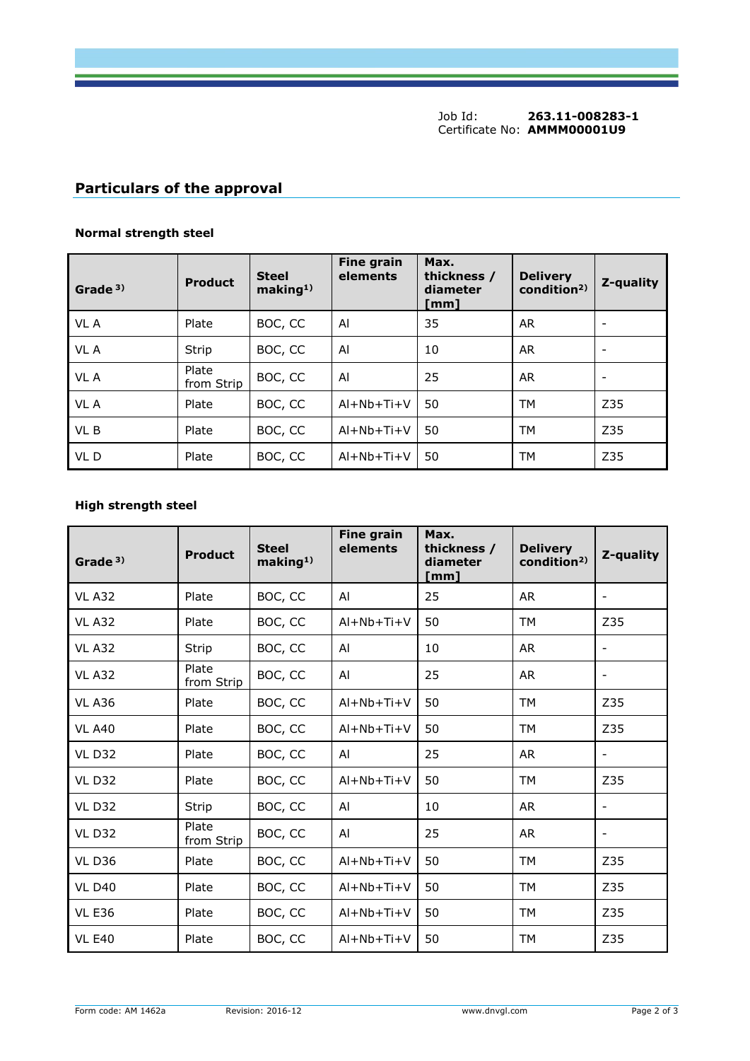Job Id: **263.11-008283-1**
Certificate No: **AMMM00001U9**

## Particulars of the approval

### Normal strength steel

| Grade [3] | Product | Steel making[1] | Fine grain elements | Max. thickness / diameter [mm] | Delivery condition[2] | Z-quality |
|---|---|---|---|---|---|---|
| VL A | Plate | BOC, CC | Al | 35 | AR | - |
| VL A | Strip | BOC, CC | Al | 10 | AR | - |
| VL A | Plate from Strip | BOC, CC | Al | 25 | AR | - |
| VL A | Plate | BOC, CC | Al+Nb+Ti+V | 50 | TM | Z35 |
| VL B | Plate | BOC, CC | Al+Nb+Ti+V | 50 | TM | Z35 |
| VL D | Plate | BOC, CC | Al+Nb+Ti+V | 50 | TM | Z35 |

### High strength steel

| Grade [3] | Product | Steel making[1] | Fine grain elements | Max. thickness / diameter [mm] | Delivery condition[2] | Z-quality |
|---|---|---|---|---|---|---|
| VL A32 | Plate | BOC, CC | Al | 25 | AR | - |
| VL A32 | Plate | BOC, CC | Al+Nb+Ti+V | 50 | TM | Z35 |
| VL A32 | Strip | BOC, CC | Al | 10 | AR | - |
| VL A32 | Plate from Strip | BOC, CC | Al | 25 | AR | - |
| VL A36 | Plate | BOC, CC | Al+Nb+Ti+V | 50 | TM | Z35 |
| VL A40 | Plate | BOC, CC | Al+Nb+Ti+V | 50 | TM | Z35 |
| VL D32 | Plate | BOC, CC | Al | 25 | AR | - |
| VL D32 | Plate | BOC, CC | Al+Nb+Ti+V | 50 | TM | Z35 |
| VL D32 | Strip | BOC, CC | Al | 10 | AR | - |
| VL D32 | Plate from Strip | BOC, CC | Al | 25 | AR | - |
| VL D36 | Plate | BOC, CC | Al+Nb+Ti+V | 50 | TM | Z35 |
| VL D40 | Plate | BOC, CC | Al+Nb+Ti+V | 50 | TM | Z35 |
| VL E36 | Plate | BOC, CC | Al+Nb+Ti+V | 50 | TM | Z35 |
| VL E40 | Plate | BOC, CC | Al+Nb+Ti+V | 50 | TM | Z35 |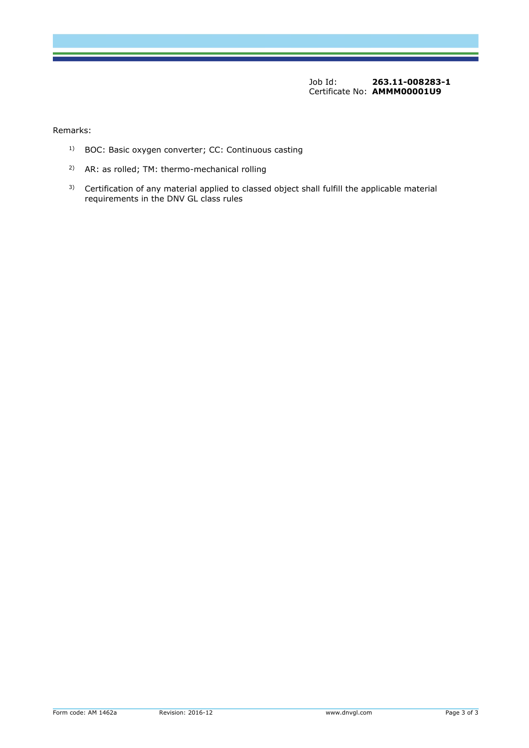Job Id: **263.11-008283-1**
Certificate No: **AMMM00001U9**

Remarks:

[1] BOC: Basic oxygen converter; CC: Continuous casting

[2] AR: as rolled; TM: thermo-mechanical rolling

[3] Certification of any material applied to classed object shall fulfill the applicable material requirements in the DNV GL class rules

Form code: AM 1462a Revision: 2016-12 www.dnvgl.com